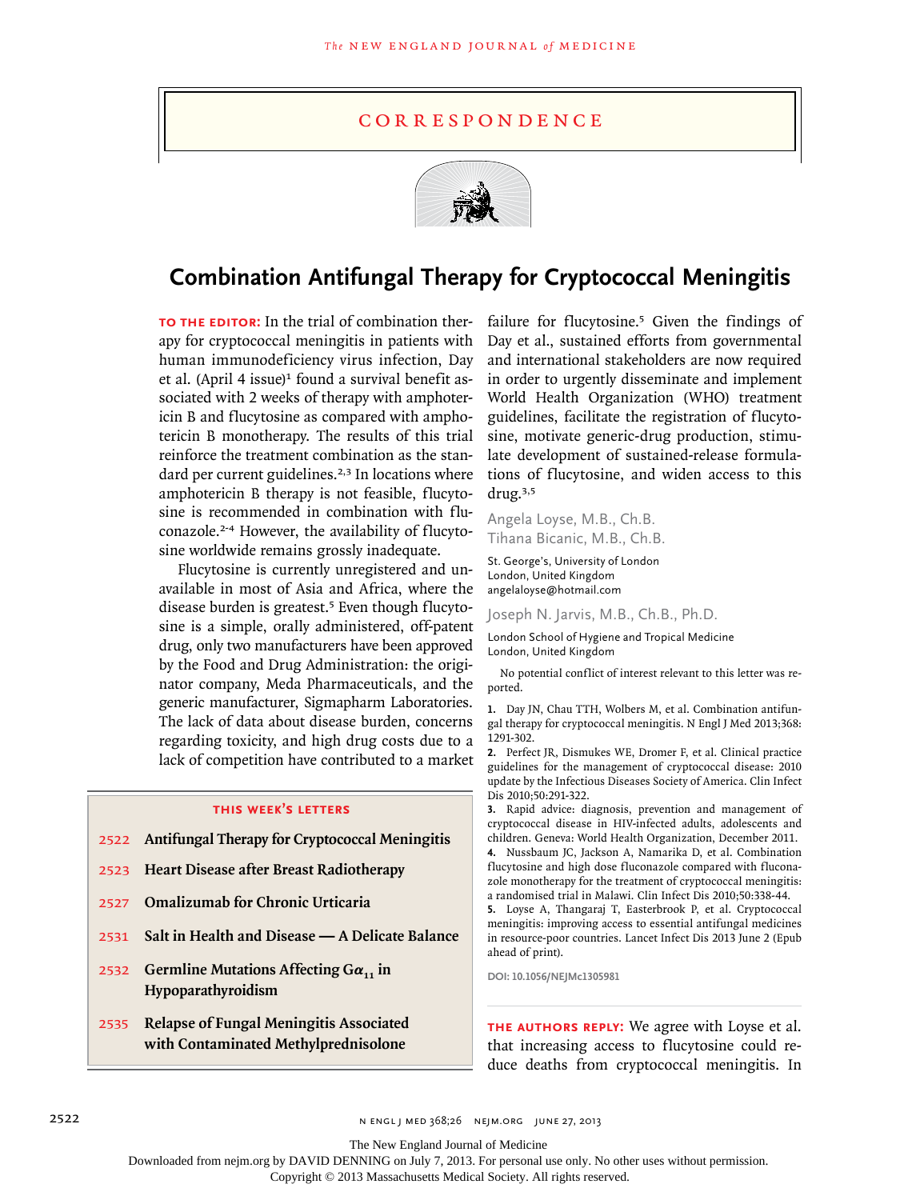# Correspondence

## Combination Antifungal Therapy for Cryptococcal Meningitis

**TO THE EDITOR:** In the trial of combination therapy for cryptococcal meningitis in patients with human immunodeficiency virus infection, Day et al. (April 4 issue)[1] found a survival benefit associated with 2 weeks of therapy with amphotericin B and flucytosine as compared with amphotericin B monotherapy. The results of this trial reinforce the treatment combination as the standard per current guidelines.[2,3] In locations where amphotericin B therapy is not feasible, flucytosine is recommended in combination with fluconazole.[2-4] However, the availability of flucytosine worldwide remains grossly inadequate.

Flucytosine is currently unregistered and unavailable in most of Asia and Africa, where the disease burden is greatest.[5] Even though flucytosine is a simple, orally administered, off-patent drug, only two manufacturers have been approved by the Food and Drug Administration: the originator company, Meda Pharmaceuticals, and the generic manufacturer, Sigmapharm Laboratories. The lack of data about disease burden, concerns regarding toxicity, and high drug costs due to a lack of competition have contributed to a market failure for flucytosine.[5] Given the findings of Day et al., sustained efforts from governmental and international stakeholders are now required in order to urgently disseminate and implement World Health Organization (WHO) treatment guidelines, facilitate the registration of flucytosine, motivate generic-drug production, stimulate development of sustained-release formulations of flucytosine, and widen access to this drug.[3,5]

Angela Loyse, M.B., Ch.B.
Tihana Bicanic, M.B., Ch.B.

St. George's, University of London
London, United Kingdom
angelaloyse@hotmail.com

Joseph N. Jarvis, M.B., Ch.B., Ph.D.

London School of Hygiene and Tropical Medicine
London, United Kingdom

No potential conflict of interest relevant to this letter was reported.

1. Day JN, Chau TTH, Wolbers M, et al. Combination antifungal therapy for cryptococcal meningitis. N Engl J Med 2013;368:1291-302.
2. Perfect JR, Dismukes WE, Dromer F, et al. Clinical practice guidelines for the management of cryptococcal disease: 2010 update by the Infectious Diseases Society of America. Clin Infect Dis 2010;50:291-322.
3. Rapid advice: diagnosis, prevention and management of cryptococcal disease in HIV-infected adults, adolescents and children. Geneva: World Health Organization, December 2011.
4. Nussbaum JC, Jackson A, Namarika D, et al. Combination flucytosine and high dose fluconazole compared with fluconazole monotherapy for the treatment of cryptococcal meningitis: a randomised trial in Malawi. Clin Infect Dis 2010;50:338-44.
5. Loyse A, Thangaraj T, Easterbrook P, et al. Cryptococcal meningitis: improving access to essential antifungal medicines in resource-poor countries. Lancet Infect Dis 2013 June 2 (Epub ahead of print).

DOI: 10.1056/NEJMc1305981

### This Week's Letters

- 2522 Antifungal Therapy for Cryptococcal Meningitis
- 2523 Heart Disease after Breast Radiotherapy
- 2527 Omalizumab for Chronic Urticaria
- 2531 Salt in Health and Disease — A Delicate Balance
- 2532 Germline Mutations Affecting $G\alpha_{11}$ in Hypoparathyroidism
- 2535 Relapse of Fungal Meningitis Associated with Contaminated Methylprednisolone

**THE AUTHORS REPLY:** We agree with Loyse et al. that increasing access to flucytosine could reduce deaths from cryptococcal meningitis. In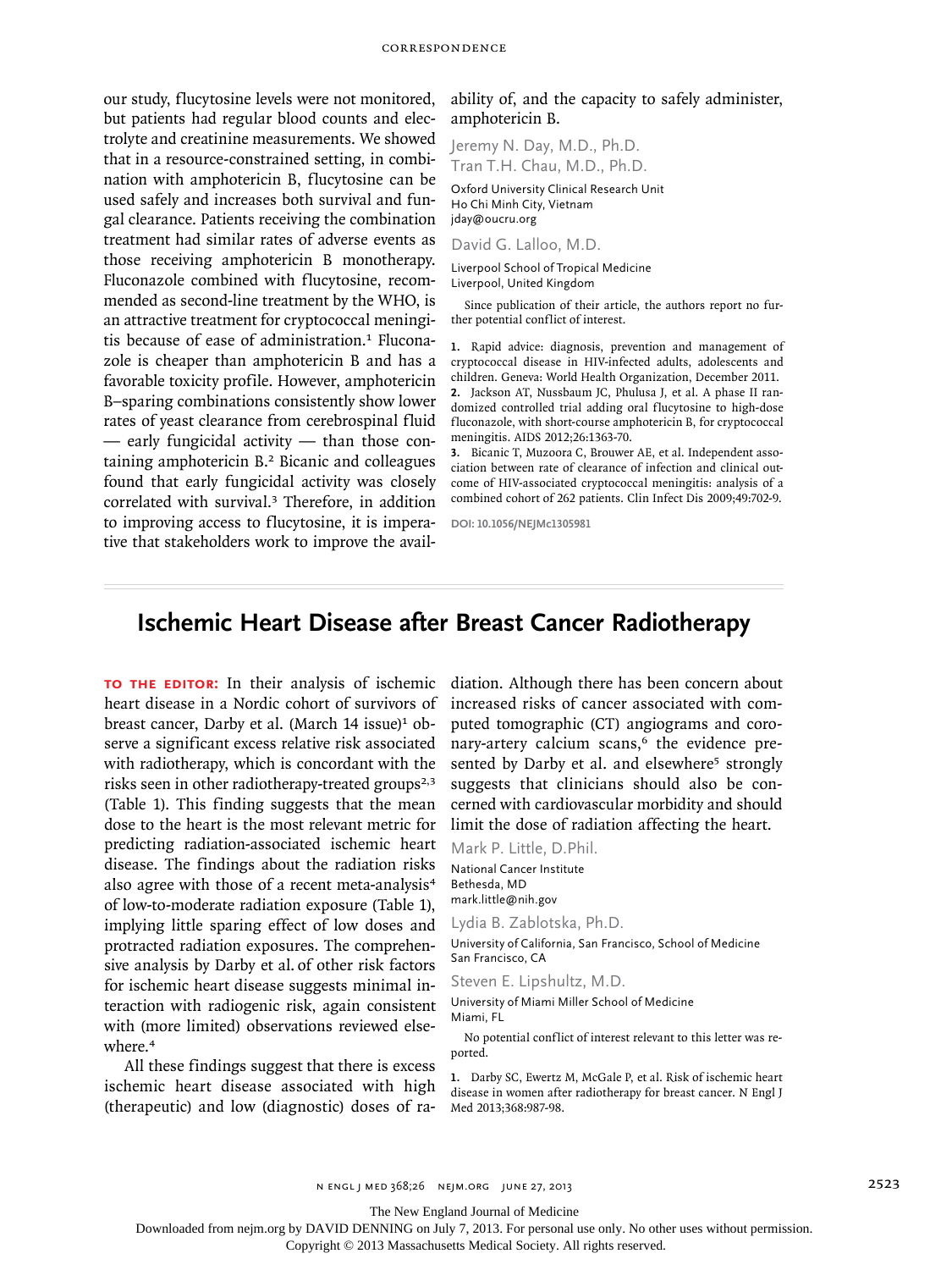our study, flucytosine levels were not monitored, but patients had regular blood counts and electrolyte and creatinine measurements. We showed that in a resource-constrained setting, in combination with amphotericin B, flucytosine can be used safely and increases both survival and fungal clearance. Patients receiving the combination treatment had similar rates of adverse events as those receiving amphotericin B monotherapy. Fluconazole combined with flucytosine, recommended as second-line treatment by the WHO, is an attractive treatment for cryptococcal meningitis because of ease of administration.[1] Fluconazole is cheaper than amphotericin B and has a favorable toxicity profile. However, amphotericin B–sparing combinations consistently show lower rates of yeast clearance from cerebrospinal fluid — early fungicidal activity — than those containing amphotericin B.[2] Bicanic and colleagues found that early fungicidal activity was closely correlated with survival.[3] Therefore, in addition to improving access to flucytosine, it is imperative that stakeholders work to improve the availability of, and the capacity to safely administer, amphotericin B.

Jeremy N. Day, M.D., Ph.D.
Tran T.H. Chau, M.D., Ph.D.

Oxford University Clinical Research Unit
Ho Chi Minh City, Vietnam
jday@oucru.org

David G. Lalloo, M.D.

Liverpool School of Tropical Medicine
Liverpool, United Kingdom

Since publication of their article, the authors report no further potential conflict of interest.

1. Rapid advice: diagnosis, prevention and management of cryptococcal disease in HIV-infected adults, adolescents and children. Geneva: World Health Organization, December 2011.
2. Jackson AT, Nussbaum JC, Phulusa J, et al. A phase II randomized controlled trial adding oral flucytosine to high-dose fluconazole, with short-course amphotericin B, for cryptococcal meningitis. AIDS 2012;26:1363-70.
3. Bicanic T, Muzoora C, Brouwer AE, et al. Independent association between rate of clearance of infection and clinical outcome of HIV-associated cryptococcal meningitis: analysis of a combined cohort of 262 patients. Clin Infect Dis 2009;49:702-9.

DOI: 10.1056/NEJMc1305981

## Ischemic Heart Disease after Breast Cancer Radiotherapy

**TO THE EDITOR:** In their analysis of ischemic heart disease in a Nordic cohort of survivors of breast cancer, Darby et al. (March 14 issue)[1] observe a significant excess relative risk associated with radiotherapy, which is concordant with the risks seen in other radiotherapy-treated groups[2,3] (Table 1). This finding suggests that the mean dose to the heart is the most relevant metric for predicting radiation-associated ischemic heart disease. The findings about the radiation risks also agree with those of a recent meta-analysis[4] of low-to-moderate radiation exposure (Table 1), implying little sparing effect of low doses and protracted radiation exposures. The comprehensive analysis by Darby et al. of other risk factors for ischemic heart disease suggests minimal interaction with radiogenic risk, again consistent with (more limited) observations reviewed elsewhere.[4]

All these findings suggest that there is excess ischemic heart disease associated with high (therapeutic) and low (diagnostic) doses of radiation. Although there has been concern about increased risks of cancer associated with computed tomographic (CT) angiograms and coronary-artery calcium scans,[6] the evidence presented by Darby et al. and elsewhere[5] strongly suggests that clinicians should also be concerned with cardiovascular morbidity and should limit the dose of radiation affecting the heart.

Mark P. Little, D.Phil.

National Cancer Institute
Bethesda, MD
mark.little@nih.gov

Lydia B. Zablotska, Ph.D.

University of California, San Francisco, School of Medicine
San Francisco, CA

Steven E. Lipshultz, M.D.

University of Miami Miller School of Medicine
Miami, FL

No potential conflict of interest relevant to this letter was reported.

1. Darby SC, Ewertz M, McGale P, et al. Risk of ischemic heart disease in women after radiotherapy for breast cancer. N Engl J Med 2013;368:987-98.